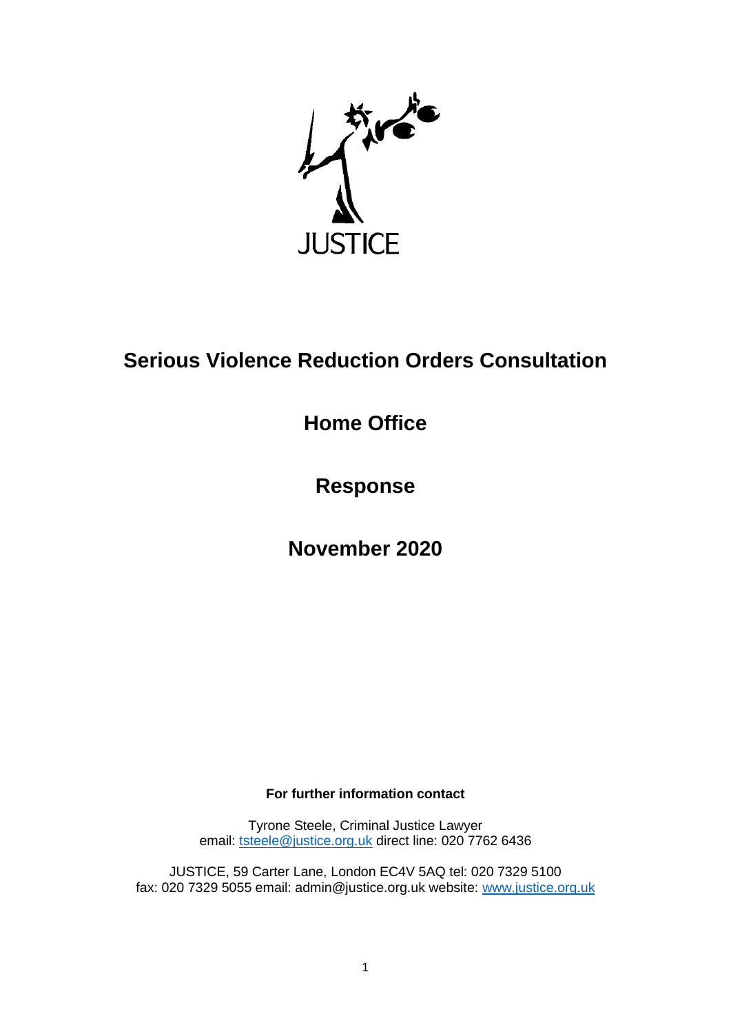JUSTICE

# Serious Violence Reduction Orders Consultation

## Home Office

## Response

## November 2020

**For further information contact**

Tyrone Steele, Criminal Justice Lawyer
email: tsteele@justice.org.uk direct line: 020 7762 6436

JUSTICE, 59 Carter Lane, London EC4V 5AQ tel: 020 7329 5100
fax: 020 7329 5055 email: admin@justice.org.uk website: www.justice.org.uk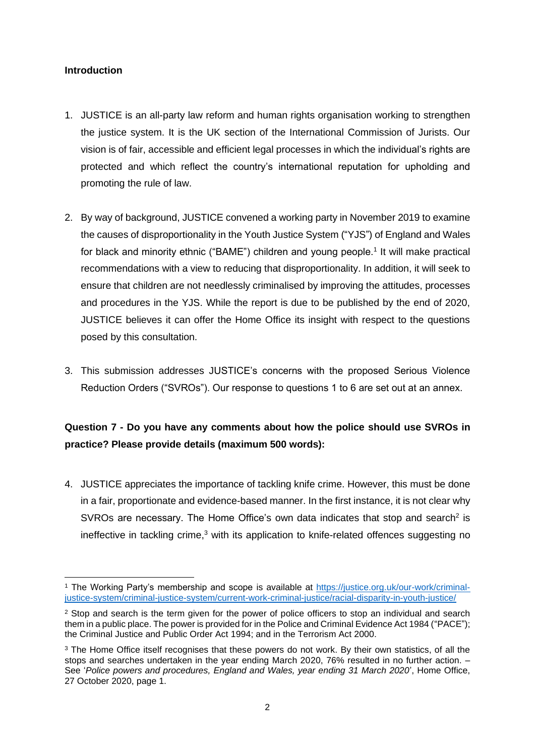**Introduction**

1. JUSTICE is an all-party law reform and human rights organisation working to strengthen the justice system. It is the UK section of the International Commission of Jurists. Our vision is of fair, accessible and efficient legal processes in which the individual's rights are protected and which reflect the country's international reputation for upholding and promoting the rule of law.

2. By way of background, JUSTICE convened a working party in November 2019 to examine the causes of disproportionality in the Youth Justice System ("YJS") of England and Wales for black and minority ethnic ("BAME") children and young people.[1] It will make practical recommendations with a view to reducing that disproportionality. In addition, it will seek to ensure that children are not needlessly criminalised by improving the attitudes, processes and procedures in the YJS. While the report is due to be published by the end of 2020, JUSTICE believes it can offer the Home Office its insight with respect to the questions posed by this consultation.

3. This submission addresses JUSTICE's concerns with the proposed Serious Violence Reduction Orders ("SVROs"). Our response to questions 1 to 6 are set out at an annex.

**Question 7 - Do you have any comments about how the police should use SVROs in practice? Please provide details (maximum 500 words):**

4. JUSTICE appreciates the importance of tackling knife crime. However, this must be done in a fair, proportionate and evidence-based manner. In the first instance, it is not clear why SVROs are necessary. The Home Office's own data indicates that stop and search[2] is ineffective in tackling crime,[3] with its application to knife-related offences suggesting no

---

[1] The Working Party's membership and scope is available at https://justice.org.uk/our-work/criminal-justice-system/criminal-justice-system/current-work-criminal-justice/racial-disparity-in-youth-justice/

[2] Stop and search is the term given for the power of police officers to stop an individual and search them in a public place. The power is provided for in the Police and Criminal Evidence Act 1984 ("PACE"); the Criminal Justice and Public Order Act 1994; and in the Terrorism Act 2000.

[3] The Home Office itself recognises that these powers do not work. By their own statistics, of all the stops and searches undertaken in the year ending March 2020, 76% resulted in no further action. – See '*Police powers and procedures, England and Wales, year ending 31 March 2020*', Home Office, 27 October 2020, page 1.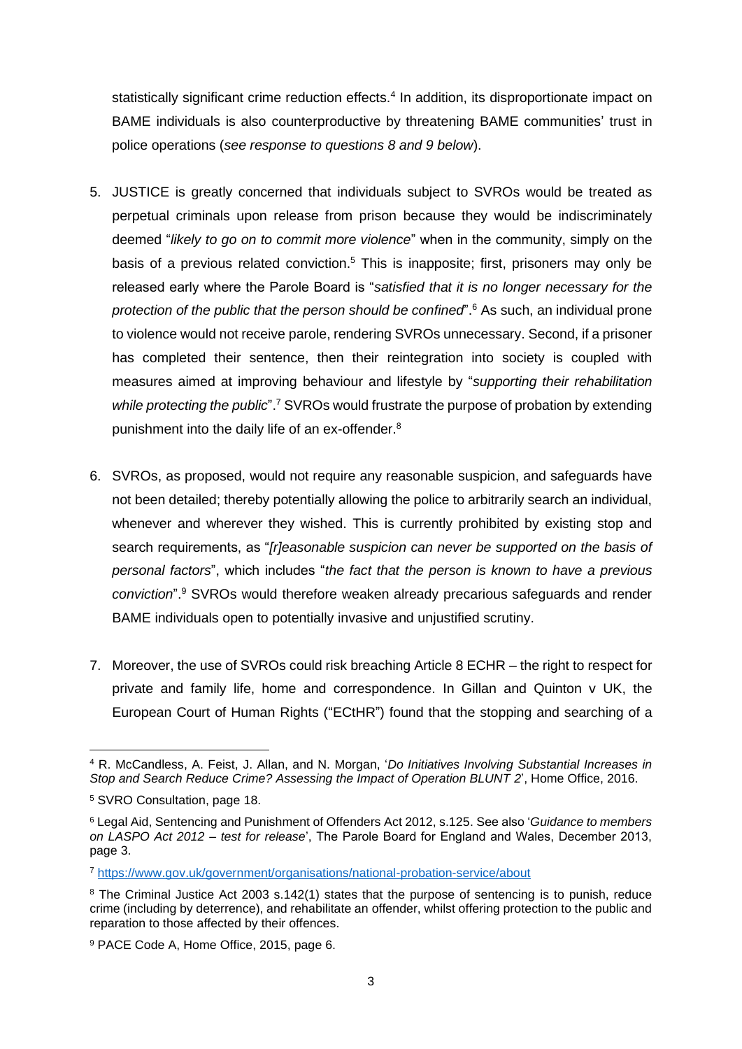statistically significant crime reduction effects.[4] In addition, its disproportionate impact on BAME individuals is also counterproductive by threatening BAME communities' trust in police operations (*see response to questions 8 and 9 below*).

5. JUSTICE is greatly concerned that individuals subject to SVROs would be treated as perpetual criminals upon release from prison because they would be indiscriminately deemed "*likely to go on to commit more violence*" when in the community, simply on the basis of a previous related conviction.[5] This is inapposite; first, prisoners may only be released early where the Parole Board is "*satisfied that it is no longer necessary for the protection of the public that the person should be confined*".[6] As such, an individual prone to violence would not receive parole, rendering SVROs unnecessary. Second, if a prisoner has completed their sentence, then their reintegration into society is coupled with measures aimed at improving behaviour and lifestyle by "*supporting their rehabilitation while protecting the public*".[7] SVROs would frustrate the purpose of probation by extending punishment into the daily life of an ex-offender.[8]

6. SVROs, as proposed, would not require any reasonable suspicion, and safeguards have not been detailed; thereby potentially allowing the police to arbitrarily search an individual, whenever and wherever they wished. This is currently prohibited by existing stop and search requirements, as "*[r]easonable suspicion can never be supported on the basis of personal factors*", which includes "*the fact that the person is known to have a previous conviction*".[9] SVROs would therefore weaken already precarious safeguards and render BAME individuals open to potentially invasive and unjustified scrutiny.

7. Moreover, the use of SVROs could risk breaching Article 8 ECHR – the right to respect for private and family life, home and correspondence. In Gillan and Quinton v UK, the European Court of Human Rights ("ECtHR") found that the stopping and searching of a

---

[4] R. McCandless, A. Feist, J. Allan, and N. Morgan, '*Do Initiatives Involving Substantial Increases in Stop and Search Reduce Crime? Assessing the Impact of Operation BLUNT 2*', Home Office, 2016.

[5] SVRO Consultation, page 18.

[6] Legal Aid, Sentencing and Punishment of Offenders Act 2012, s.125. See also '*Guidance to members on LASPO Act 2012 – test for release*', The Parole Board for England and Wales, December 2013, page 3.

[7] https://www.gov.uk/government/organisations/national-probation-service/about

[8] The Criminal Justice Act 2003 s.142(1) states that the purpose of sentencing is to punish, reduce crime (including by deterrence), and rehabilitate an offender, whilst offering protection to the public and reparation to those affected by their offences.

[9] PACE Code A, Home Office, 2015, page 6.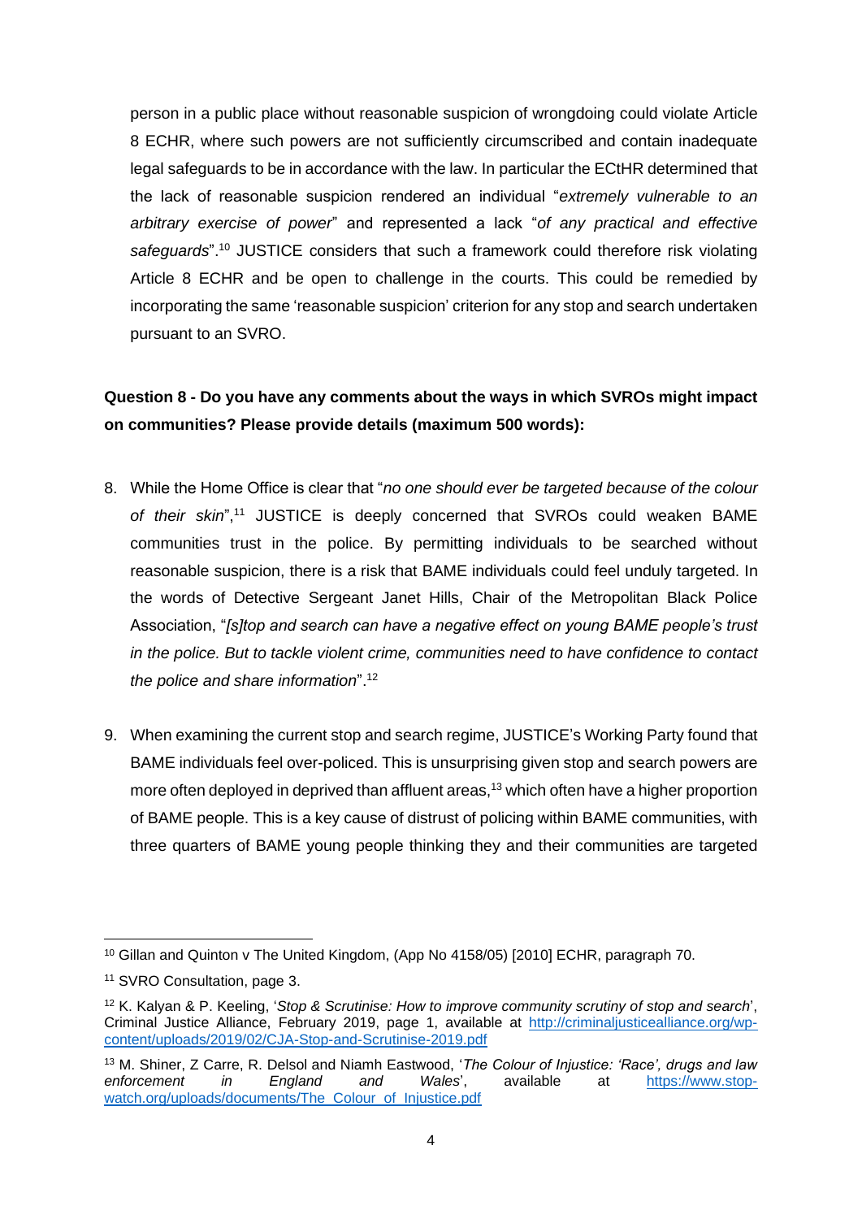person in a public place without reasonable suspicion of wrongdoing could violate Article 8 ECHR, where such powers are not sufficiently circumscribed and contain inadequate legal safeguards to be in accordance with the law. In particular the ECtHR determined that the lack of reasonable suspicion rendered an individual "*extremely vulnerable to an arbitrary exercise of power*" and represented a lack "*of any practical and effective safeguards*".[10] JUSTICE considers that such a framework could therefore risk violating Article 8 ECHR and be open to challenge in the courts. This could be remedied by incorporating the same 'reasonable suspicion' criterion for any stop and search undertaken pursuant to an SVRO.

**Question 8 - Do you have any comments about the ways in which SVROs might impact on communities? Please provide details (maximum 500 words):**

8. While the Home Office is clear that "*no one should ever be targeted because of the colour of their skin*",[11] JUSTICE is deeply concerned that SVROs could weaken BAME communities trust in the police. By permitting individuals to be searched without reasonable suspicion, there is a risk that BAME individuals could feel unduly targeted. In the words of Detective Sergeant Janet Hills, Chair of the Metropolitan Black Police Association, "*[s]top and search can have a negative effect on young BAME people's trust in the police. But to tackle violent crime, communities need to have confidence to contact the police and share information*".[12]

9. When examining the current stop and search regime, JUSTICE's Working Party found that BAME individuals feel over-policed. This is unsurprising given stop and search powers are more often deployed in deprived than affluent areas,[13] which often have a higher proportion of BAME people. This is a key cause of distrust of policing within BAME communities, with three quarters of BAME young people thinking they and their communities are targeted

---

[10] Gillan and Quinton v The United Kingdom, (App No 4158/05) [2010] ECHR, paragraph 70.

[11] SVRO Consultation, page 3.

[12] K. Kalyan & P. Keeling, '*Stop & Scrutinise: How to improve community scrutiny of stop and search*', Criminal Justice Alliance, February 2019, page 1, available at http://criminaljusticealliance.org/wp-content/uploads/2019/02/CJA-Stop-and-Scrutinise-2019.pdf

[13] M. Shiner, Z Carre, R. Delsol and Niamh Eastwood, '*The Colour of Injustice: 'Race', drugs and law enforcement in England and Wales*', available at https://www.stop-watch.org/uploads/documents/The_Colour_of_Injustice.pdf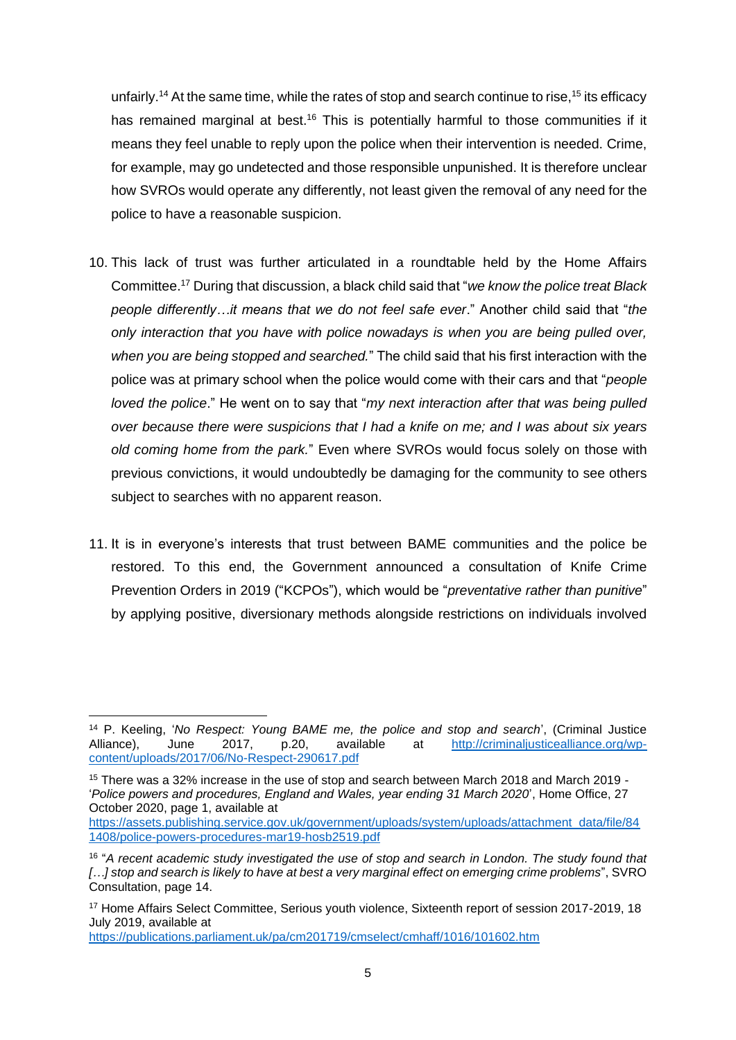unfairly.[14] At the same time, while the rates of stop and search continue to rise,[15] its efficacy has remained marginal at best.[16] This is potentially harmful to those communities if it means they feel unable to reply upon the police when their intervention is needed. Crime, for example, may go undetected and those responsible unpunished. It is therefore unclear how SVROs would operate any differently, not least given the removal of any need for the police to have a reasonable suspicion.

10. This lack of trust was further articulated in a roundtable held by the Home Affairs Committee.[17] During that discussion, a black child said that "*we know the police treat Black people differently…it means that we do not feel safe ever*." Another child said that "*the only interaction that you have with police nowadays is when you are being pulled over, when you are being stopped and searched.*" The child said that his first interaction with the police was at primary school when the police would come with their cars and that "*people loved the police*." He went on to say that "*my next interaction after that was being pulled over because there were suspicions that I had a knife on me; and I was about six years old coming home from the park.*" Even where SVROs would focus solely on those with previous convictions, it would undoubtedly be damaging for the community to see others subject to searches with no apparent reason.

11. It is in everyone's interests that trust between BAME communities and the police be restored. To this end, the Government announced a consultation of Knife Crime Prevention Orders in 2019 ("KCPOs"), which would be "*preventative rather than punitive*" by applying positive, diversionary methods alongside restrictions on individuals involved

---

[14] P. Keeling, '*No Respect: Young BAME me, the police and stop and search*', (Criminal Justice Alliance), June 2017, p.20, available at http://criminaljusticealliance.org/wp-content/uploads/2017/06/No-Respect-290617.pdf

[15] There was a 32% increase in the use of stop and search between March 2018 and March 2019 - '*Police powers and procedures, England and Wales, year ending 31 March 2020*', Home Office, 27 October 2020, page 1, available at https://assets.publishing.service.gov.uk/government/uploads/system/uploads/attachment_data/file/841408/police-powers-procedures-mar19-hosb2519.pdf

[16] "*A recent academic study investigated the use of stop and search in London. The study found that […] stop and search is likely to have at best a very marginal effect on emerging crime problems*", SVRO Consultation, page 14.

[17] Home Affairs Select Committee, Serious youth violence, Sixteenth report of session 2017-2019, 18 July 2019, available at https://publications.parliament.uk/pa/cm201719/cmselect/cmhaff/1016/101602.htm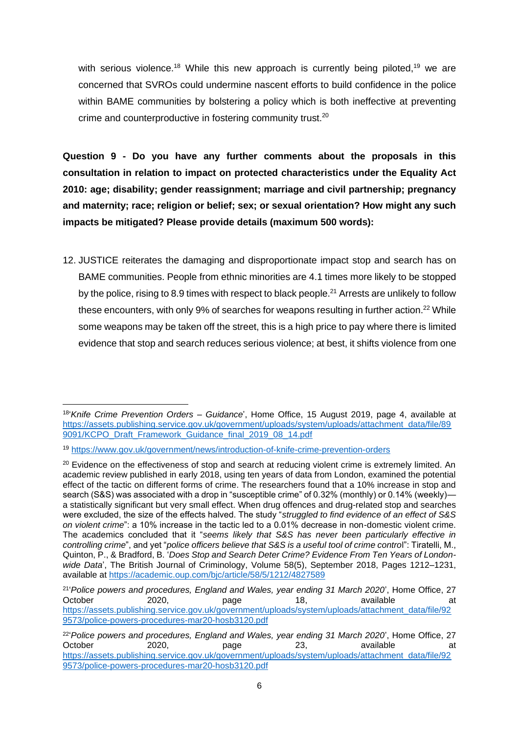with serious violence.[18] While this new approach is currently being piloted,[19] we are concerned that SVROs could undermine nascent efforts to build confidence in the police within BAME communities by bolstering a policy which is both ineffective at preventing crime and counterproductive in fostering community trust.[20]

**Question 9 - Do you have any further comments about the proposals in this consultation in relation to impact on protected characteristics under the Equality Act 2010: age; disability; gender reassignment; marriage and civil partnership; pregnancy and maternity; race; religion or belief; sex; or sexual orientation? How might any such impacts be mitigated? Please provide details (maximum 500 words):**

12. JUSTICE reiterates the damaging and disproportionate impact stop and search has on BAME communities. People from ethnic minorities are 4.1 times more likely to be stopped by the police, rising to 8.9 times with respect to black people.[21] Arrests are unlikely to follow these encounters, with only 9% of searches for weapons resulting in further action.[22] While some weapons may be taken off the street, this is a high price to pay where there is limited evidence that stop and search reduces serious violence; at best, it shifts violence from one

---

[18] '*Knife Crime Prevention Orders – Guidance*', Home Office, 15 August 2019, page 4, available at https://assets.publishing.service.gov.uk/government/uploads/system/uploads/attachment_data/file/899091/KCPO_Draft_Framework_Guidance_final_2019_08_14.pdf

[19] https://www.gov.uk/government/news/introduction-of-knife-crime-prevention-orders

[20] Evidence on the effectiveness of stop and search at reducing violent crime is extremely limited. An academic review published in early 2018, using ten years of data from London, examined the potential effect of the tactic on different forms of crime. The researchers found that a 10% increase in stop and search (S&S) was associated with a drop in "susceptible crime" of 0.32% (monthly) or 0.14% (weekly)—a statistically significant but very small effect. When drug offences and drug-related stop and searches were excluded, the size of the effects halved. The study "*struggled to find evidence of an effect of S&S on violent crime*": a 10% increase in the tactic led to a 0.01% decrease in non-domestic violent crime. The academics concluded that it "*seems likely that S&S has never been particularly effective in controlling crime*", and yet "*police officers believe that S&S is a useful tool of crime control*": Tiratelli, M., Quinton, P., & Bradford, B. '*Does Stop and Search Deter Crime? Evidence From Ten Years of London-wide Data*', The British Journal of Criminology, Volume 58(5), September 2018, Pages 1212–1231, available at https://academic.oup.com/bjc/article/58/5/1212/4827589

[21] '*Police powers and procedures, England and Wales, year ending 31 March 2020*', Home Office, 27 October 2020, page 18, available at https://assets.publishing.service.gov.uk/government/uploads/system/uploads/attachment_data/file/929573/police-powers-procedures-mar20-hosb3120.pdf

[22] '*Police powers and procedures, England and Wales, year ending 31 March 2020*', Home Office, 27 October 2020, page 23, available at https://assets.publishing.service.gov.uk/government/uploads/system/uploads/attachment_data/file/929573/police-powers-procedures-mar20-hosb3120.pdf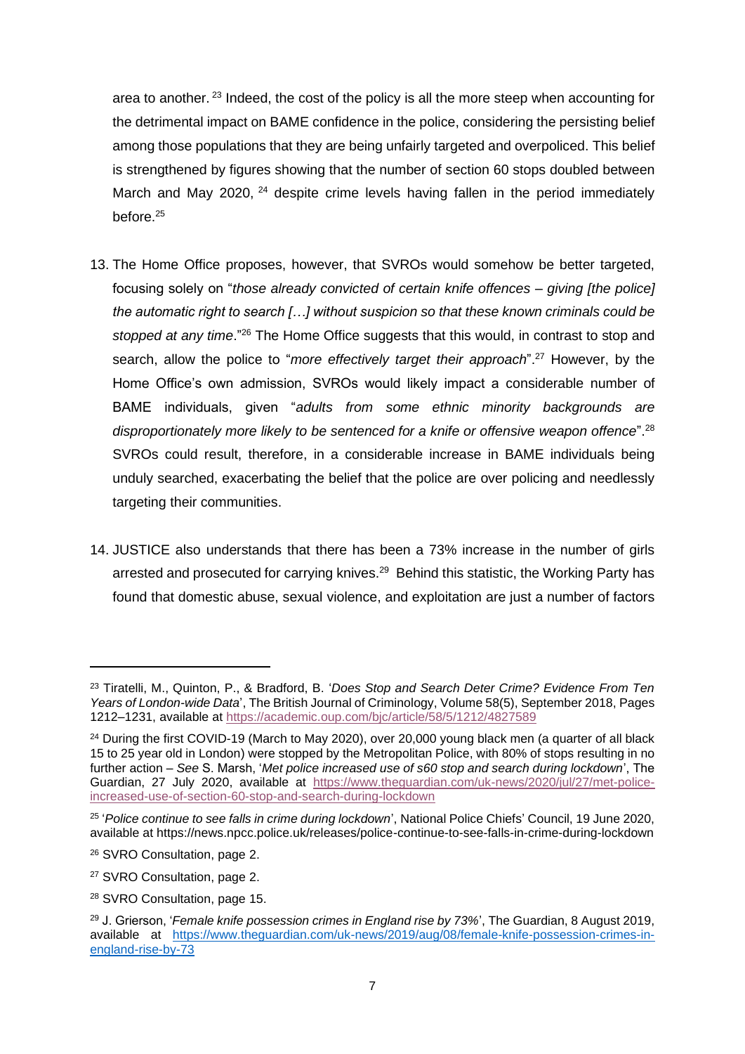area to another.[23] Indeed, the cost of the policy is all the more steep when accounting for the detrimental impact on BAME confidence in the police, considering the persisting belief among those populations that they are being unfairly targeted and overpoliced. This belief is strengthened by figures showing that the number of section 60 stops doubled between March and May 2020,[24] despite crime levels having fallen in the period immediately before.[25]

13. The Home Office proposes, however, that SVROs would somehow be better targeted, focusing solely on "*those already convicted of certain knife offences – giving [the police] the automatic right to search […] without suspicion so that these known criminals could be stopped at any time*."[26] The Home Office suggests that this would, in contrast to stop and search, allow the police to "*more effectively target their approach*".[27] However, by the Home Office's own admission, SVROs would likely impact a considerable number of BAME individuals, given "*adults from some ethnic minority backgrounds are disproportionately more likely to be sentenced for a knife or offensive weapon offence*".[28] SVROs could result, therefore, in a considerable increase in BAME individuals being unduly searched, exacerbating the belief that the police are over policing and needlessly targeting their communities.

14. JUSTICE also understands that there has been a 73% increase in the number of girls arrested and prosecuted for carrying knives.[29] Behind this statistic, the Working Party has found that domestic abuse, sexual violence, and exploitation are just a number of factors

---

[23] Tiratelli, M., Quinton, P., & Bradford, B. '*Does Stop and Search Deter Crime? Evidence From Ten Years of London-wide Data*', The British Journal of Criminology, Volume 58(5), September 2018, Pages 1212–1231, available at https://academic.oup.com/bjc/article/58/5/1212/4827589

[24] During the first COVID-19 (March to May 2020), over 20,000 young black men (a quarter of all black 15 to 25 year old in London) were stopped by the Metropolitan Police, with 80% of stops resulting in no further action – *See* S. Marsh, '*Met police increased use of s60 stop and search during lockdown*', The Guardian, 27 July 2020, available at https://www.theguardian.com/uk-news/2020/jul/27/met-police-increased-use-of-section-60-stop-and-search-during-lockdown

[25] '*Police continue to see falls in crime during lockdown*', National Police Chiefs' Council, 19 June 2020, available at https://news.npcc.police.uk/releases/police-continue-to-see-falls-in-crime-during-lockdown

[26] SVRO Consultation, page 2.

[27] SVRO Consultation, page 2.

[28] SVRO Consultation, page 15.

[29] J. Grierson, '*Female knife possession crimes in England rise by 73%*', The Guardian, 8 August 2019, available at https://www.theguardian.com/uk-news/2019/aug/08/female-knife-possession-crimes-in-england-rise-by-73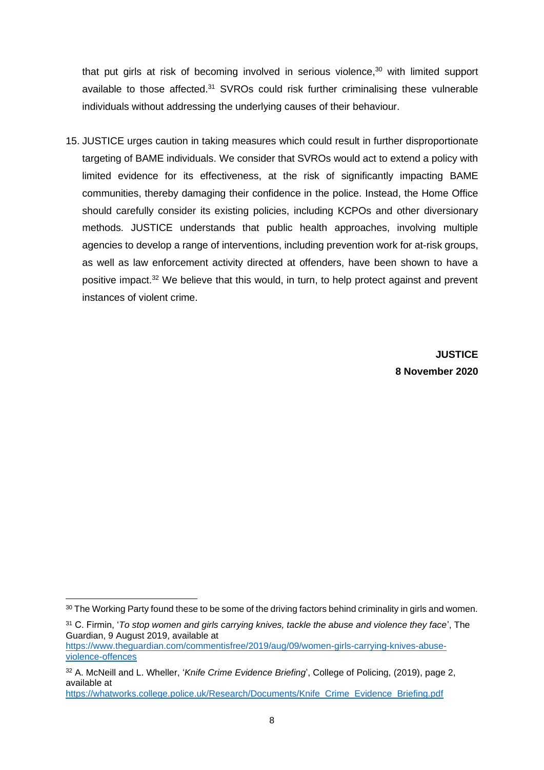that put girls at risk of becoming involved in serious violence,[30] with limited support available to those affected.[31] SVROs could risk further criminalising these vulnerable individuals without addressing the underlying causes of their behaviour.

15. JUSTICE urges caution in taking measures which could result in further disproportionate targeting of BAME individuals. We consider that SVROs would act to extend a policy with limited evidence for its effectiveness, at the risk of significantly impacting BAME communities, thereby damaging their confidence in the police. Instead, the Home Office should carefully consider its existing policies, including KCPOs and other diversionary methods. JUSTICE understands that public health approaches, involving multiple agencies to develop a range of interventions, including prevention work for at-risk groups, as well as law enforcement activity directed at offenders, have been shown to have a positive impact.[32] We believe that this would, in turn, to help protect against and prevent instances of violent crime.

**JUSTICE**
**8 November 2020**

---

[30] The Working Party found these to be some of the driving factors behind criminality in girls and women.

[31] C. Firmin, '*To stop women and girls carrying knives, tackle the abuse and violence they face*', The Guardian, 9 August 2019, available at https://www.theguardian.com/commentisfree/2019/aug/09/women-girls-carrying-knives-abuse-violence-offences

[32] A. McNeill and L. Wheller, '*Knife Crime Evidence Briefing*', College of Policing, (2019), page 2, available at https://whatworks.college.police.uk/Research/Documents/Knife_Crime_Evidence_Briefing.pdf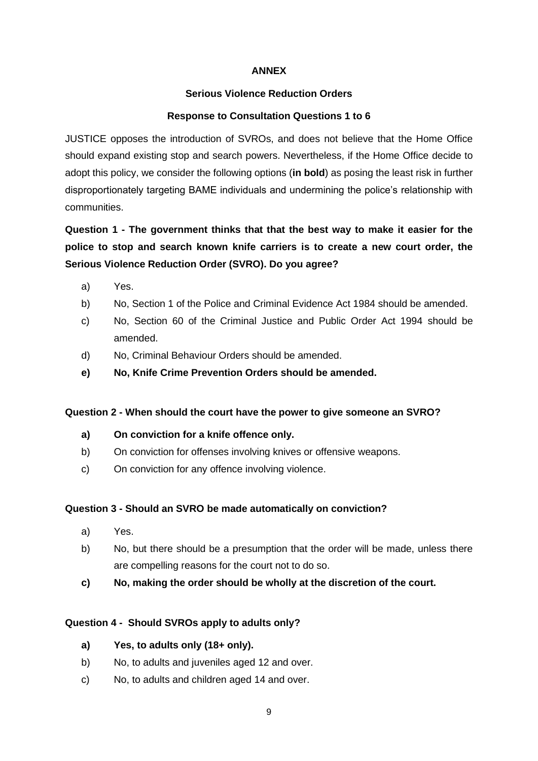**ANNEX**

**Serious Violence Reduction Orders**

**Response to Consultation Questions 1 to 6**

JUSTICE opposes the introduction of SVROs, and does not believe that the Home Office should expand existing stop and search powers. Nevertheless, if the Home Office decide to adopt this policy, we consider the following options (**in bold**) as posing the least risk in further disproportionately targeting BAME individuals and undermining the police's relationship with communities.

**Question 1 - The government thinks that that the best way to make it easier for the police to stop and search known knife carriers is to create a new court order, the Serious Violence Reduction Order (SVRO). Do you agree?**

a) Yes.

b) No, Section 1 of the Police and Criminal Evidence Act 1984 should be amended.

c) No, Section 60 of the Criminal Justice and Public Order Act 1994 should be amended.

d) No, Criminal Behaviour Orders should be amended.

**e) No, Knife Crime Prevention Orders should be amended.**

**Question 2 - When should the court have the power to give someone an SVRO?**

**a) On conviction for a knife offence only.**

b) On conviction for offenses involving knives or offensive weapons.

c) On conviction for any offence involving violence.

**Question 3 - Should an SVRO be made automatically on conviction?**

a) Yes.

b) No, but there should be a presumption that the order will be made, unless there are compelling reasons for the court not to do so.

**c) No, making the order should be wholly at the discretion of the court.**

**Question 4 - Should SVROs apply to adults only?**

**a) Yes, to adults only (18+ only).**

b) No, to adults and juveniles aged 12 and over.

c) No, to adults and children aged 14 and over.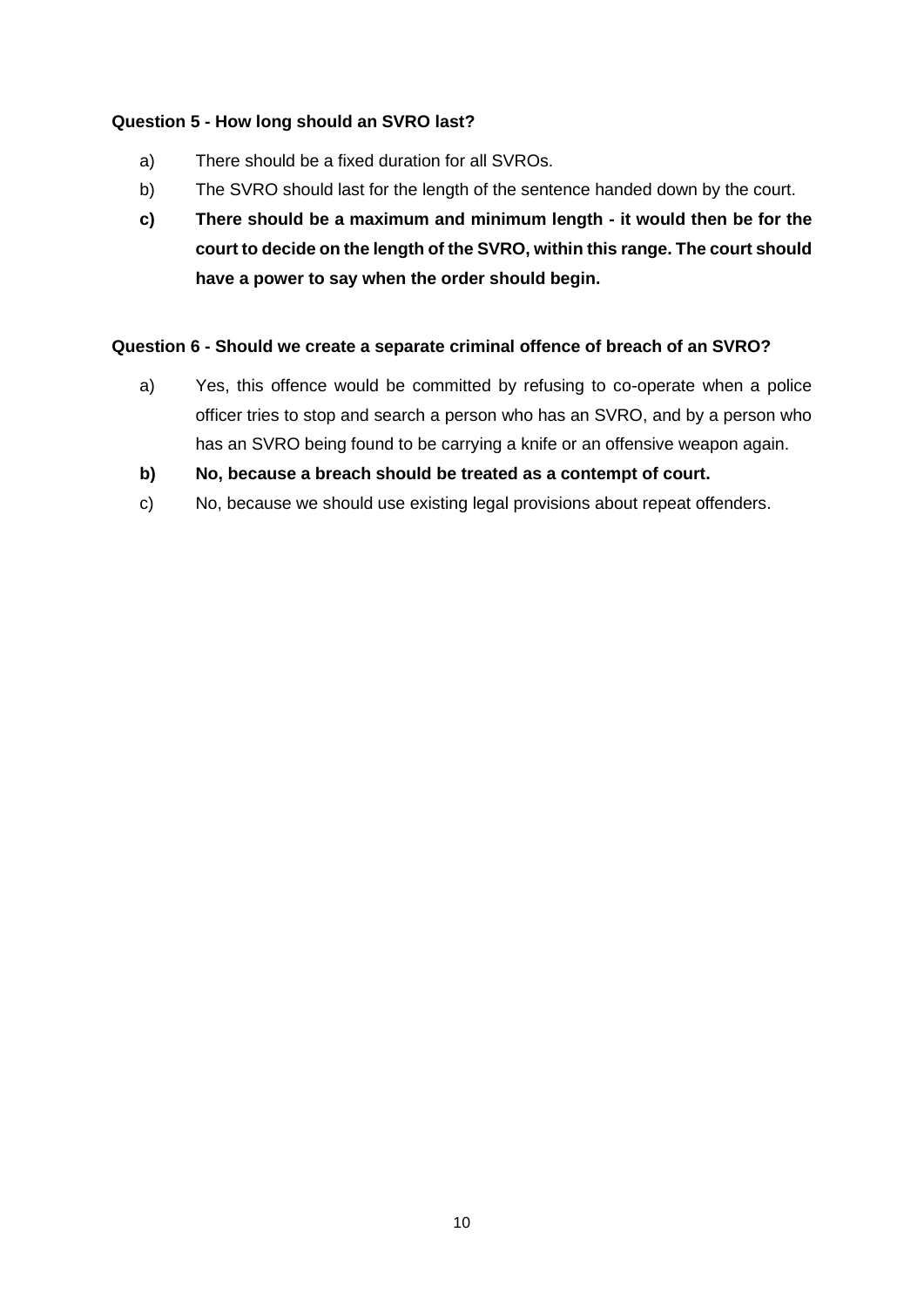**Question 5 - How long should an SVRO last?**

a) There should be a fixed duration for all SVROs.

b) The SVRO should last for the length of the sentence handed down by the court.

**c) There should be a maximum and minimum length - it would then be for the court to decide on the length of the SVRO, within this range. The court should have a power to say when the order should begin.**

**Question 6 - Should we create a separate criminal offence of breach of an SVRO?**

a) Yes, this offence would be committed by refusing to co-operate when a police officer tries to stop and search a person who has an SVRO, and by a person who has an SVRO being found to be carrying a knife or an offensive weapon again.

**b) No, because a breach should be treated as a contempt of court.**

c) No, because we should use existing legal provisions about repeat offenders.